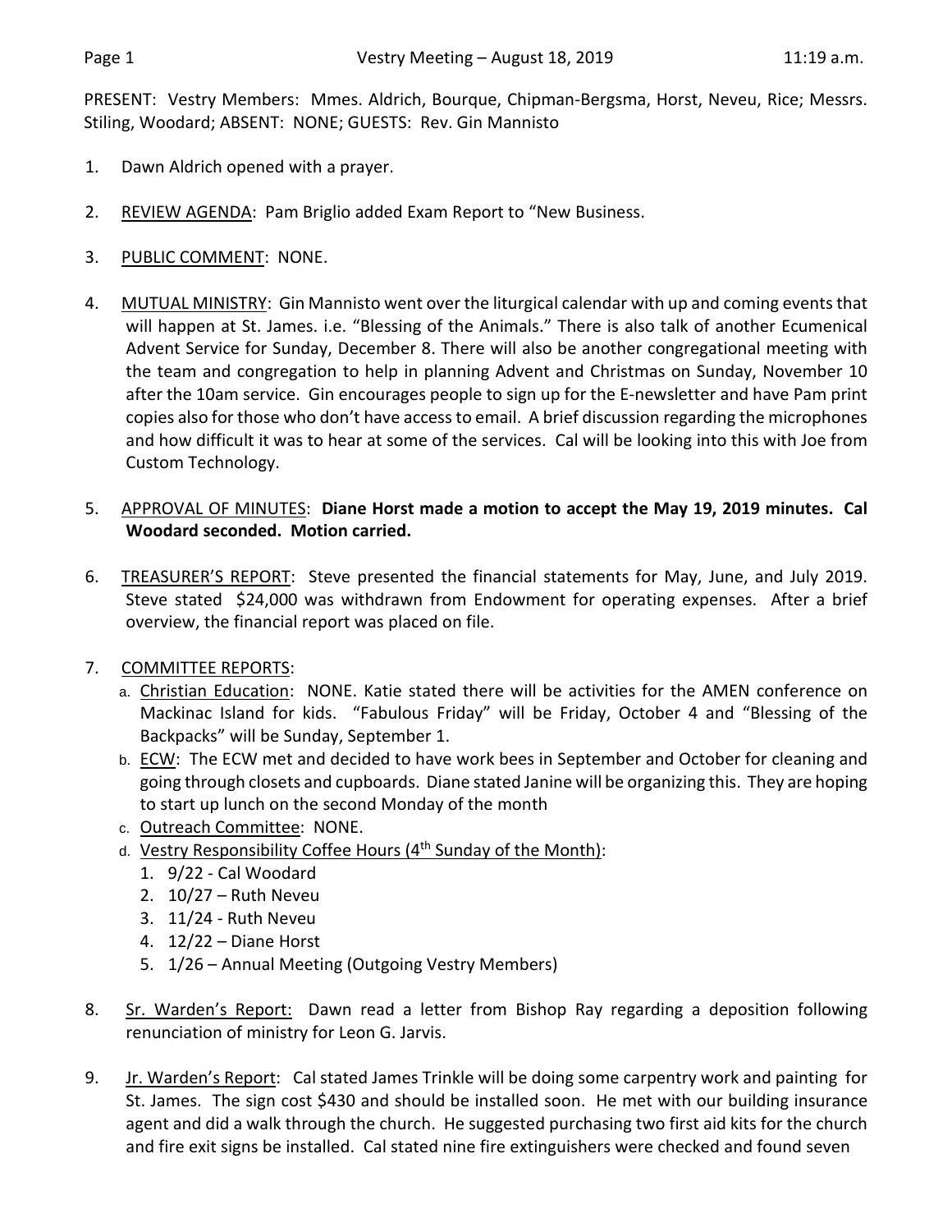Page 1 Vestry Meeting – August 18, 2019 11:19 a.m.

PRESENT: Vestry Members: Mmes. Aldrich, Bourque, Chipman-Bergsma, Horst, Neveu, Rice; Messrs. Stiling, Woodard; ABSENT: NONE; GUESTS: Rev. Gin Mannisto

1. Dawn Aldrich opened with a prayer.

2. REVIEW AGENDA: Pam Briglio added Exam Report to "New Business.

3. PUBLIC COMMENT: NONE.

4. MUTUAL MINISTRY: Gin Mannisto went over the liturgical calendar with up and coming events that will happen at St. James. i.e. "Blessing of the Animals." There is also talk of another Ecumenical Advent Service for Sunday, December 8. There will also be another congregational meeting with the team and congregation to help in planning Advent and Christmas on Sunday, November 10 after the 10am service. Gin encourages people to sign up for the E-newsletter and have Pam print copies also for those who don't have access to email. A brief discussion regarding the microphones and how difficult it was to hear at some of the services. Cal will be looking into this with Joe from Custom Technology.

5. APPROVAL OF MINUTES: **Diane Horst made a motion to accept the May 19, 2019 minutes. Cal Woodard seconded. Motion carried.**

6. TREASURER'S REPORT: Steve presented the financial statements for May, June, and July 2019. Steve stated $24,000 was withdrawn from Endowment for operating expenses. After a brief overview, the financial report was placed on file.

7. COMMITTEE REPORTS:
   a. Christian Education: NONE. Katie stated there will be activities for the AMEN conference on Mackinac Island for kids. "Fabulous Friday" will be Friday, October 4 and "Blessing of the Backpacks" will be Sunday, September 1.
   b. ECW: The ECW met and decided to have work bees in September and October for cleaning and going through closets and cupboards. Diane stated Janine will be organizing this. They are hoping to start up lunch on the second Monday of the month
   c. Outreach Committee: NONE.
   d. Vestry Responsibility Coffee Hours (4th Sunday of the Month):
      1. 9/22 - Cal Woodard
      2. 10/27 – Ruth Neveu
      3. 11/24 - Ruth Neveu
      4. 12/22 – Diane Horst
      5. 1/26 – Annual Meeting (Outgoing Vestry Members)

8. Sr. Warden's Report: Dawn read a letter from Bishop Ray regarding a deposition following renunciation of ministry for Leon G. Jarvis.

9. Jr. Warden's Report: Cal stated James Trinkle will be doing some carpentry work and painting for St. James. The sign cost $430 and should be installed soon. He met with our building insurance agent and did a walk through the church. He suggested purchasing two first aid kits for the church and fire exit signs be installed. Cal stated nine fire extinguishers were checked and found seven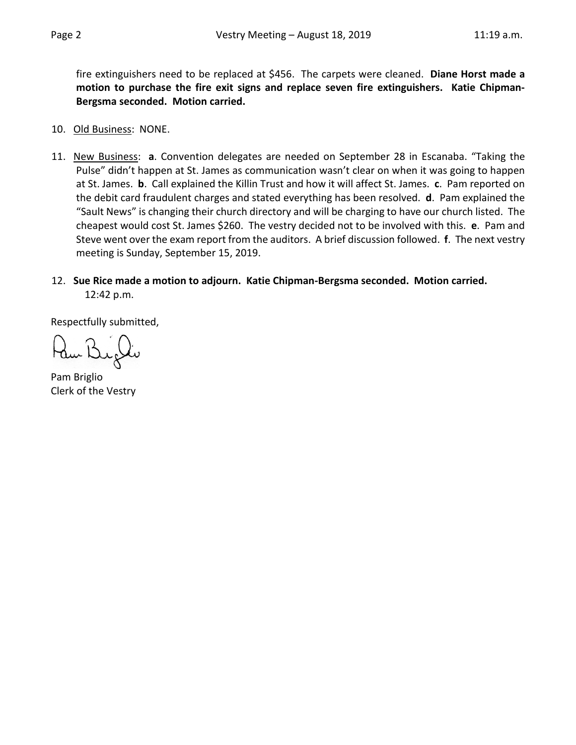fire extinguishers need to be replaced at $456. The carpets were cleaned. **Diane Horst made a motion to purchase the fire exit signs and replace seven fire extinguishers. Katie Chipman-Bergsma seconded. Motion carried.**

10. Old Business: NONE.

11. New Business: **a**. Convention delegates are needed on September 28 in Escanaba. "Taking the Pulse" didn't happen at St. James as communication wasn't clear on when it was going to happen at St. James. **b**. Call explained the Killin Trust and how it will affect St. James. **c**. Pam reported on the debit card fraudulent charges and stated everything has been resolved. **d**. Pam explained the "Sault News" is changing their church directory and will be charging to have our church listed. The cheapest would cost St. James $260. The vestry decided not to be involved with this. **e**. Pam and Steve went over the exam report from the auditors. A brief discussion followed. **f**. The next vestry meeting is Sunday, September 15, 2019.

12. **Sue Rice made a motion to adjourn. Katie Chipman-Bergsma seconded. Motion carried.** 12:42 p.m.

Respectfully submitted,

Pam Briglio
Clerk of the Vestry